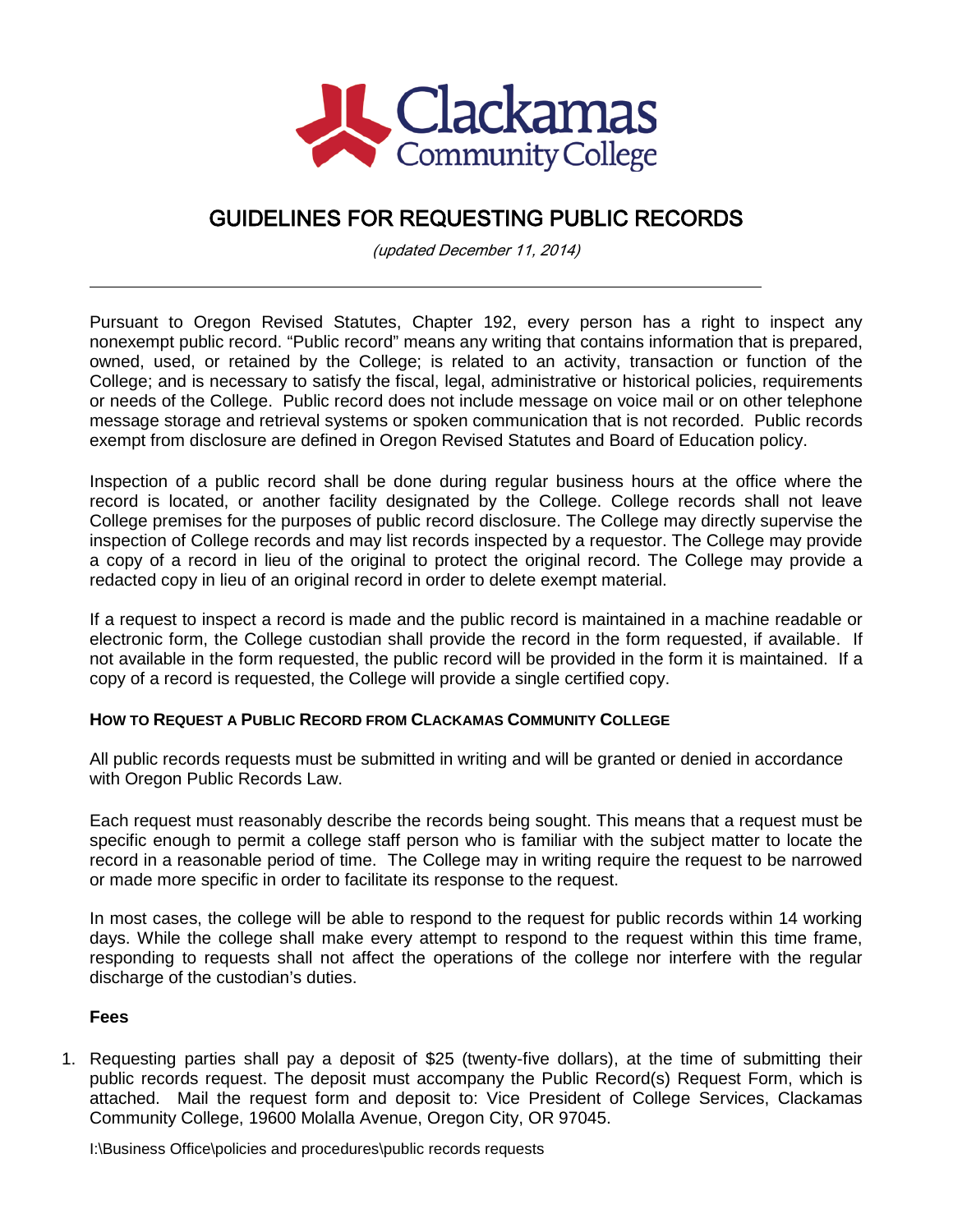# GUIDELINES FOR REQUESTING PUBLIC RECORDS

*(updated December 11, 2014)*

---

Pursuant to Oregon Revised Statutes, Chapter 192, every person has a right to inspect any nonexempt public record. "Public record" means any writing that contains information that is prepared, owned, used, or retained by the College; is related to an activity, transaction or function of the College; and is necessary to satisfy the fiscal, legal, administrative or historical policies, requirements or needs of the College. Public record does not include message on voice mail or on other telephone message storage and retrieval systems or spoken communication that is not recorded. Public records exempt from disclosure are defined in Oregon Revised Statutes and Board of Education policy.

Inspection of a public record shall be done during regular business hours at the office where the record is located, or another facility designated by the College. College records shall not leave College premises for the purposes of public record disclosure. The College may directly supervise the inspection of College records and may list records inspected by a requestor. The College may provide a copy of a record in lieu of the original to protect the original record. The College may provide a redacted copy in lieu of an original record in order to delete exempt material.

If a request to inspect a record is made and the public record is maintained in a machine readable or electronic form, the College custodian shall provide the record in the form requested, if available. If not available in the form requested, the public record will be provided in the form it is maintained. If a copy of a record is requested, the College will provide a single certified copy.

**HOW TO REQUEST A PUBLIC RECORD FROM CLACKAMAS COMMUNITY COLLEGE**

All public records requests must be submitted in writing and will be granted or denied in accordance with Oregon Public Records Law.

Each request must reasonably describe the records being sought. This means that a request must be specific enough to permit a college staff person who is familiar with the subject matter to locate the record in a reasonable period of time. The College may in writing require the request to be narrowed or made more specific in order to facilitate its response to the request.

In most cases, the college will be able to respond to the request for public records within 14 working days. While the college shall make every attempt to respond to the request within this time frame, responding to requests shall not affect the operations of the college nor interfere with the regular discharge of the custodian's duties.

**Fees**

1. Requesting parties shall pay a deposit of $25 (twenty-five dollars), at the time of submitting their public records request. The deposit must accompany the Public Record(s) Request Form, which is attached. Mail the request form and deposit to: Vice President of College Services, Clackamas Community College, 19600 Molalla Avenue, Oregon City, OR 97045.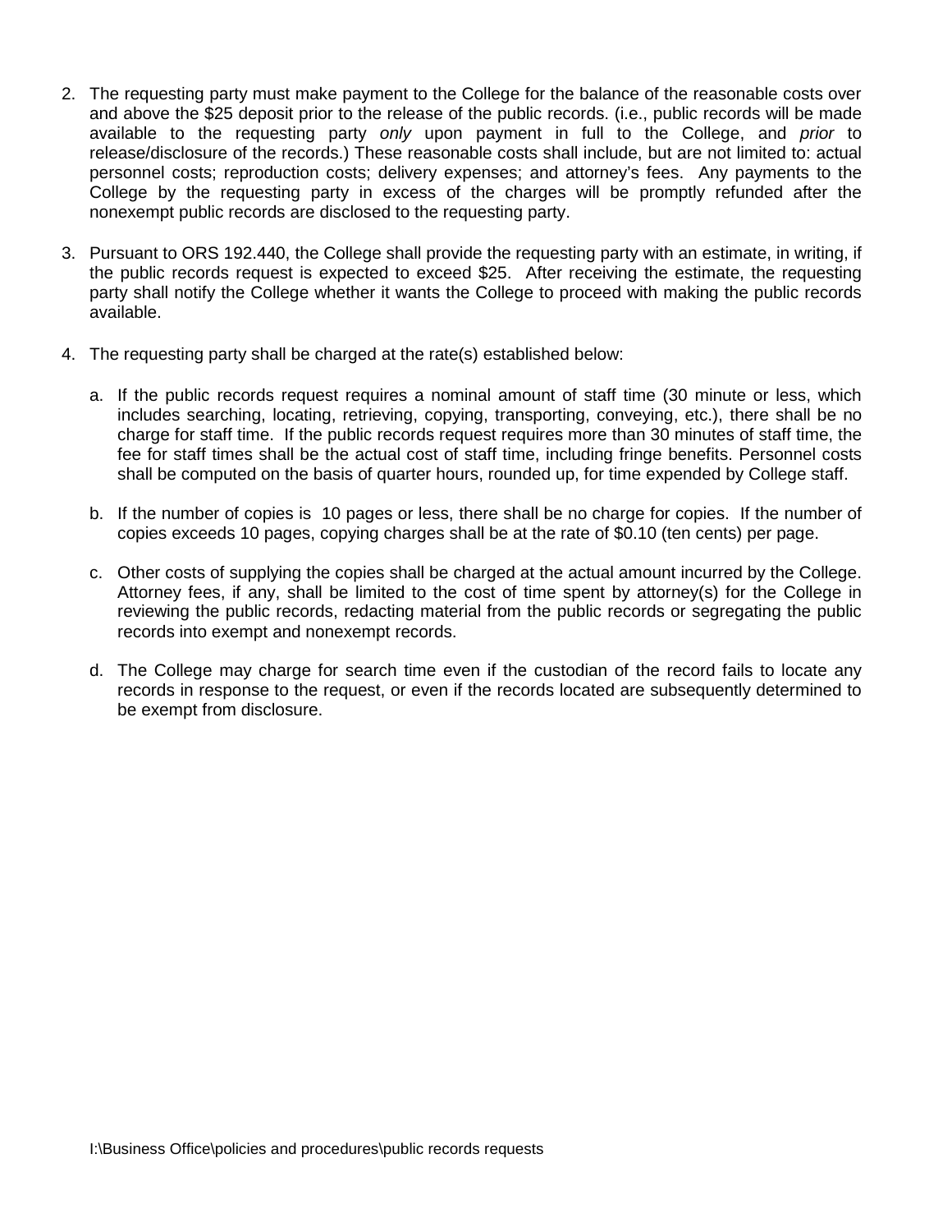2. The requesting party must make payment to the College for the balance of the reasonable costs over and above the $25 deposit prior to the release of the public records. (i.e., public records will be made available to the requesting party *only* upon payment in full to the College, and *prior* to release/disclosure of the records.) These reasonable costs shall include, but are not limited to: actual personnel costs; reproduction costs; delivery expenses; and attorney's fees. Any payments to the College by the requesting party in excess of the charges will be promptly refunded after the nonexempt public records are disclosed to the requesting party.

3. Pursuant to ORS 192.440, the College shall provide the requesting party with an estimate, in writing, if the public records request is expected to exceed $25. After receiving the estimate, the requesting party shall notify the College whether it wants the College to proceed with making the public records available.

4. The requesting party shall be charged at the rate(s) established below:

   a. If the public records request requires a nominal amount of staff time (30 minute or less, which includes searching, locating, retrieving, copying, transporting, conveying, etc.), there shall be no charge for staff time. If the public records request requires more than 30 minutes of staff time, the fee for staff times shall be the actual cost of staff time, including fringe benefits. Personnel costs shall be computed on the basis of quarter hours, rounded up, for time expended by College staff.

   b. If the number of copies is 10 pages or less, there shall be no charge for copies. If the number of copies exceeds 10 pages, copying charges shall be at the rate of $0.10 (ten cents) per page.

   c. Other costs of supplying the copies shall be charged at the actual amount incurred by the College. Attorney fees, if any, shall be limited to the cost of time spent by attorney(s) for the College in reviewing the public records, redacting material from the public records or segregating the public records into exempt and nonexempt records.

   d. The College may charge for search time even if the custodian of the record fails to locate any records in response to the request, or even if the records located are subsequently determined to be exempt from disclosure.

I:\Business Office\policies and procedures\public records requests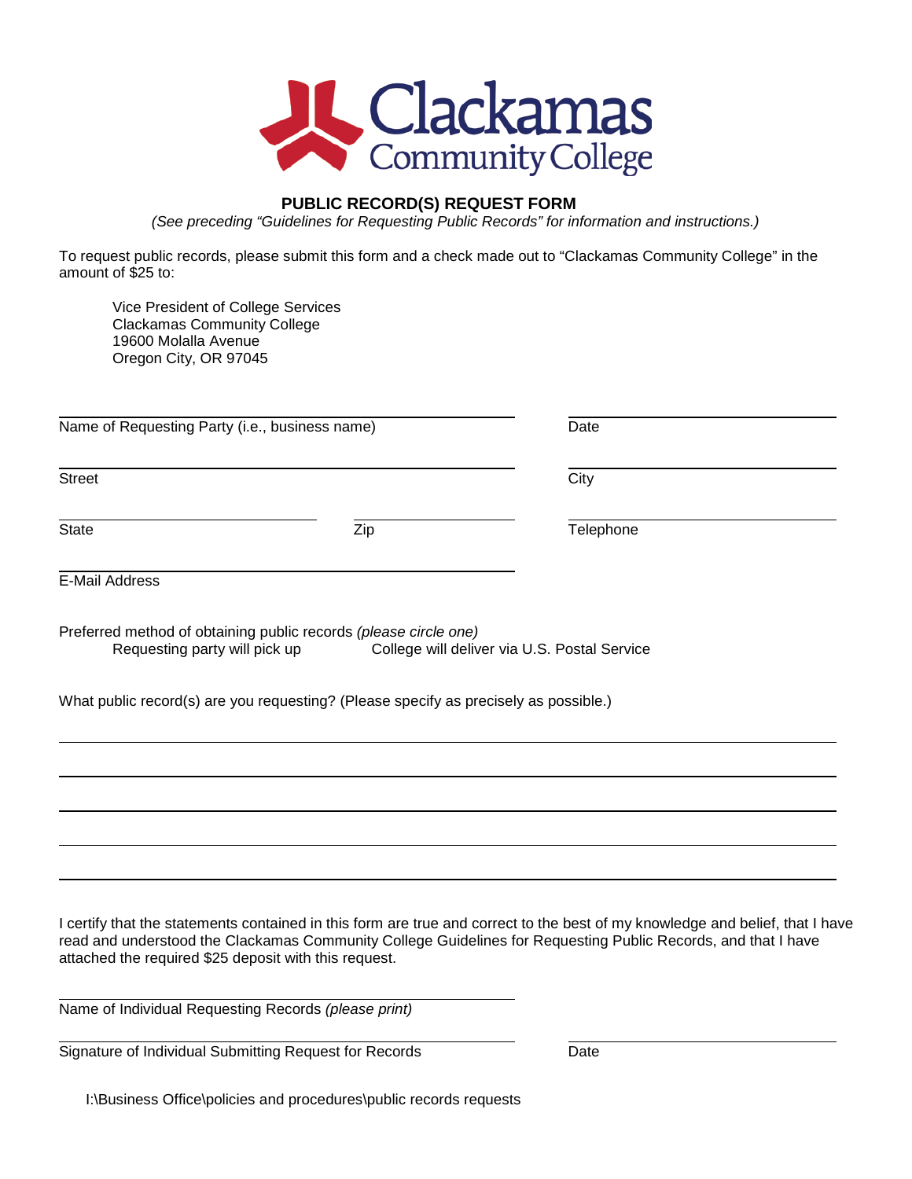Clackamas Community College

**PUBLIC RECORD(S) REQUEST FORM**

*(See preceding "Guidelines for Requesting Public Records" for information and instructions.)*

To request public records, please submit this form and a check made out to "Clackamas Community College" in the amount of $25 to:

Vice President of College Services
Clackamas Community College
19600 Molalla Avenue
Oregon City, OR 97045

Name of Requesting Party (i.e., business name) ______________________ Date ______________

Street ______________________ City ______________

State ______________ Zip ______________ Telephone ______________

E-Mail Address ______________________

Preferred method of obtaining public records *(please circle one)*

Requesting party will pick up     College will deliver via U.S. Postal Service

What public record(s) are you requesting? (Please specify as precisely as possible.)

______________________________________________________________________

______________________________________________________________________

______________________________________________________________________

______________________________________________________________________

______________________________________________________________________

I certify that the statements contained in this form are true and correct to the best of my knowledge and belief, that I have read and understood the Clackamas Community College Guidelines for Requesting Public Records, and that I have attached the required $25 deposit with this request.

Name of Individual Requesting Records *(please print)* ______________________

Signature of Individual Submitting Request for Records ______________________ Date ______________

I:\Business Office\policies and procedures\public records requests